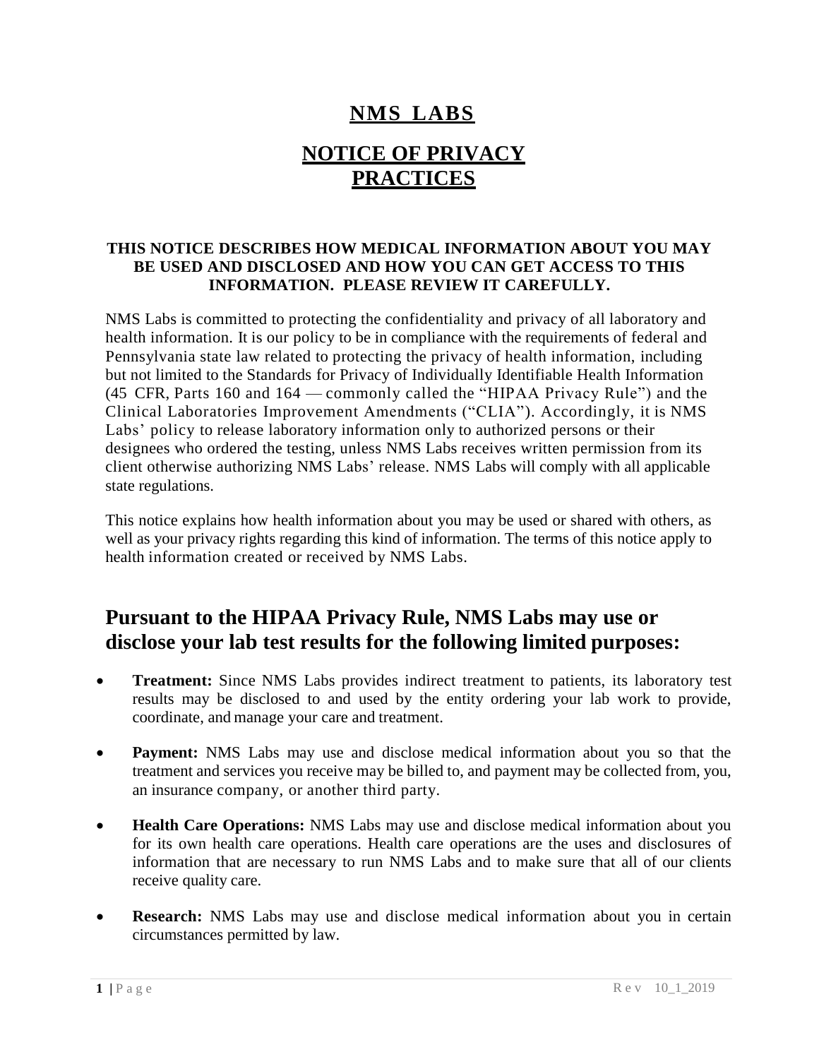# NMS LABS

# NOTICE OF PRIVACY PRACTICES

**THIS NOTICE DESCRIBES HOW MEDICAL INFORMATION ABOUT YOU MAY BE USED AND DISCLOSED AND HOW YOU CAN GET ACCESS TO THIS INFORMATION. PLEASE REVIEW IT CAREFULLY.**

NMS Labs is committed to protecting the confidentiality and privacy of all laboratory and health information. It is our policy to be in compliance with the requirements of federal and Pennsylvania state law related to protecting the privacy of health information, including but not limited to the Standards for Privacy of Individually Identifiable Health Information (45 CFR, Parts 160 and 164 — commonly called the "HIPAA Privacy Rule") and the Clinical Laboratories Improvement Amendments ("CLIA"). Accordingly, it is NMS Labs' policy to release laboratory information only to authorized persons or their designees who ordered the testing, unless NMS Labs receives written permission from its client otherwise authorizing NMS Labs' release. NMS Labs will comply with all applicable state regulations.

This notice explains how health information about you may be used or shared with others, as well as your privacy rights regarding this kind of information. The terms of this notice apply to health information created or received by NMS Labs.

## Pursuant to the HIPAA Privacy Rule, NMS Labs may use or disclose your lab test results for the following limited purposes:

- **Treatment:** Since NMS Labs provides indirect treatment to patients, its laboratory test results may be disclosed to and used by the entity ordering your lab work to provide, coordinate, and manage your care and treatment.
- **Payment:** NMS Labs may use and disclose medical information about you so that the treatment and services you receive may be billed to, and payment may be collected from, you, an insurance company, or another third party.
- **Health Care Operations:** NMS Labs may use and disclose medical information about you for its own health care operations. Health care operations are the uses and disclosures of information that are necessary to run NMS Labs and to make sure that all of our clients receive quality care.
- **Research:** NMS Labs may use and disclose medical information about you in certain circumstances permitted by law.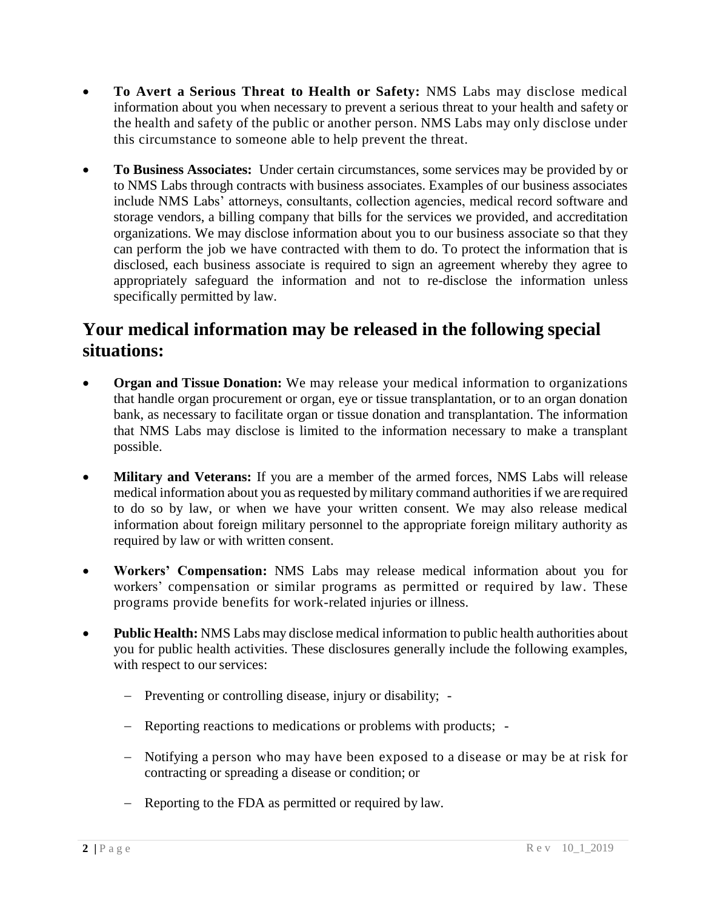- **To Avert a Serious Threat to Health or Safety:** NMS Labs may disclose medical information about you when necessary to prevent a serious threat to your health and safety or the health and safety of the public or another person. NMS Labs may only disclose under this circumstance to someone able to help prevent the threat.

- **To Business Associates:** Under certain circumstances, some services may be provided by or to NMS Labs through contracts with business associates. Examples of our business associates include NMS Labs' attorneys, consultants, collection agencies, medical record software and storage vendors, a billing company that bills for the services we provided, and accreditation organizations. We may disclose information about you to our business associate so that they can perform the job we have contracted with them to do. To protect the information that is disclosed, each business associate is required to sign an agreement whereby they agree to appropriately safeguard the information and not to re-disclose the information unless specifically permitted by law.

## Your medical information may be released in the following special situations:

- **Organ and Tissue Donation:** We may release your medical information to organizations that handle organ procurement or organ, eye or tissue transplantation, or to an organ donation bank, as necessary to facilitate organ or tissue donation and transplantation. The information that NMS Labs may disclose is limited to the information necessary to make a transplant possible.

- **Military and Veterans:** If you are a member of the armed forces, NMS Labs will release medical information about you as requested by military command authorities if we are required to do so by law, or when we have your written consent. We may also release medical information about foreign military personnel to the appropriate foreign military authority as required by law or with written consent.

- **Workers' Compensation:** NMS Labs may release medical information about you for workers' compensation or similar programs as permitted or required by law. These programs provide benefits for work-related injuries or illness.

- **Public Health:** NMS Labs may disclose medical information to public health authorities about you for public health activities. These disclosures generally include the following examples, with respect to our services:

  - Preventing or controlling disease, injury or disability; -
  - Reporting reactions to medications or problems with products; -
  - Notifying a person who may have been exposed to a disease or may be at risk for contracting or spreading a disease or condition; or
  - Reporting to the FDA as permitted or required by law.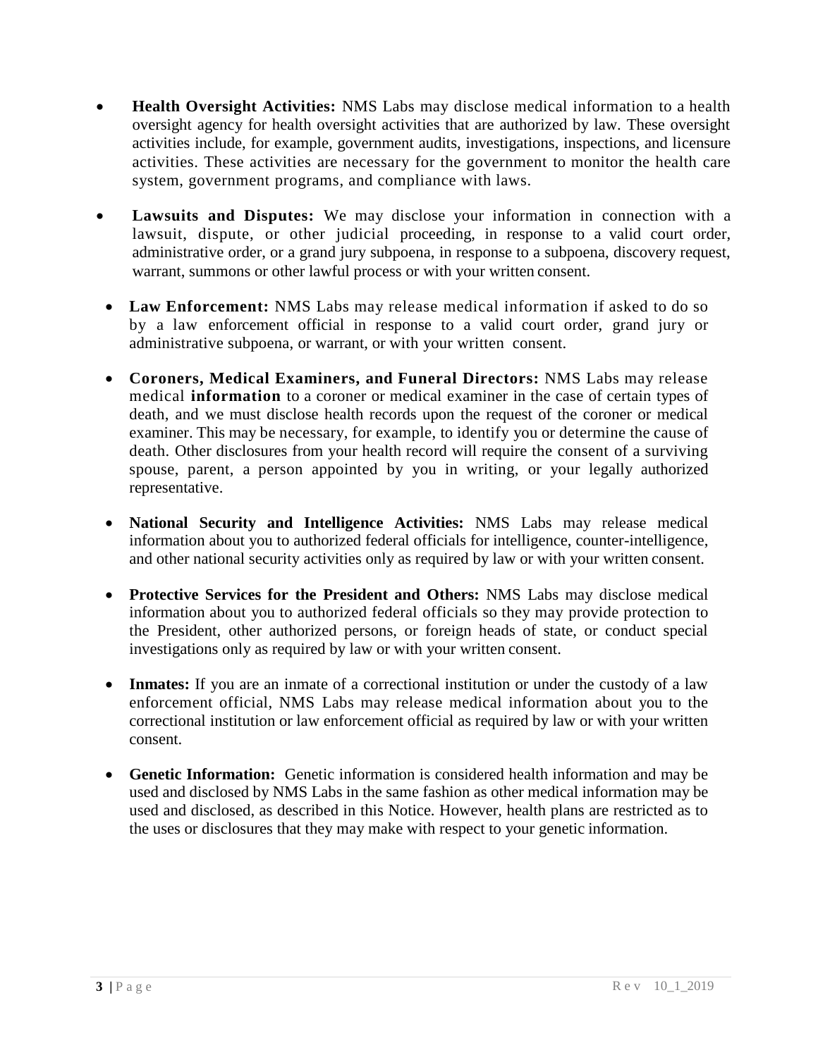- **Health Oversight Activities:** NMS Labs may disclose medical information to a health oversight agency for health oversight activities that are authorized by law. These oversight activities include, for example, government audits, investigations, inspections, and licensure activities. These activities are necessary for the government to monitor the health care system, government programs, and compliance with laws.

- **Lawsuits and Disputes:** We may disclose your information in connection with a lawsuit, dispute, or other judicial proceeding, in response to a valid court order, administrative order, or a grand jury subpoena, in response to a subpoena, discovery request, warrant, summons or other lawful process or with your written consent.

- **Law Enforcement:** NMS Labs may release medical information if asked to do so by a law enforcement official in response to a valid court order, grand jury or administrative subpoena, or warrant, or with your written consent.

- **Coroners, Medical Examiners, and Funeral Directors:** NMS Labs may release medical **information** to a coroner or medical examiner in the case of certain types of death, and we must disclose health records upon the request of the coroner or medical examiner. This may be necessary, for example, to identify you or determine the cause of death. Other disclosures from your health record will require the consent of a surviving spouse, parent, a person appointed by you in writing, or your legally authorized representative.

- **National Security and Intelligence Activities:** NMS Labs may release medical information about you to authorized federal officials for intelligence, counter-intelligence, and other national security activities only as required by law or with your written consent.

- **Protective Services for the President and Others:** NMS Labs may disclose medical information about you to authorized federal officials so they may provide protection to the President, other authorized persons, or foreign heads of state, or conduct special investigations only as required by law or with your written consent.

- **Inmates:** If you are an inmate of a correctional institution or under the custody of a law enforcement official, NMS Labs may release medical information about you to the correctional institution or law enforcement official as required by law or with your written consent.

- **Genetic Information:** Genetic information is considered health information and may be used and disclosed by NMS Labs in the same fashion as other medical information may be used and disclosed, as described in this Notice. However, health plans are restricted as to the uses or disclosures that they may make with respect to your genetic information.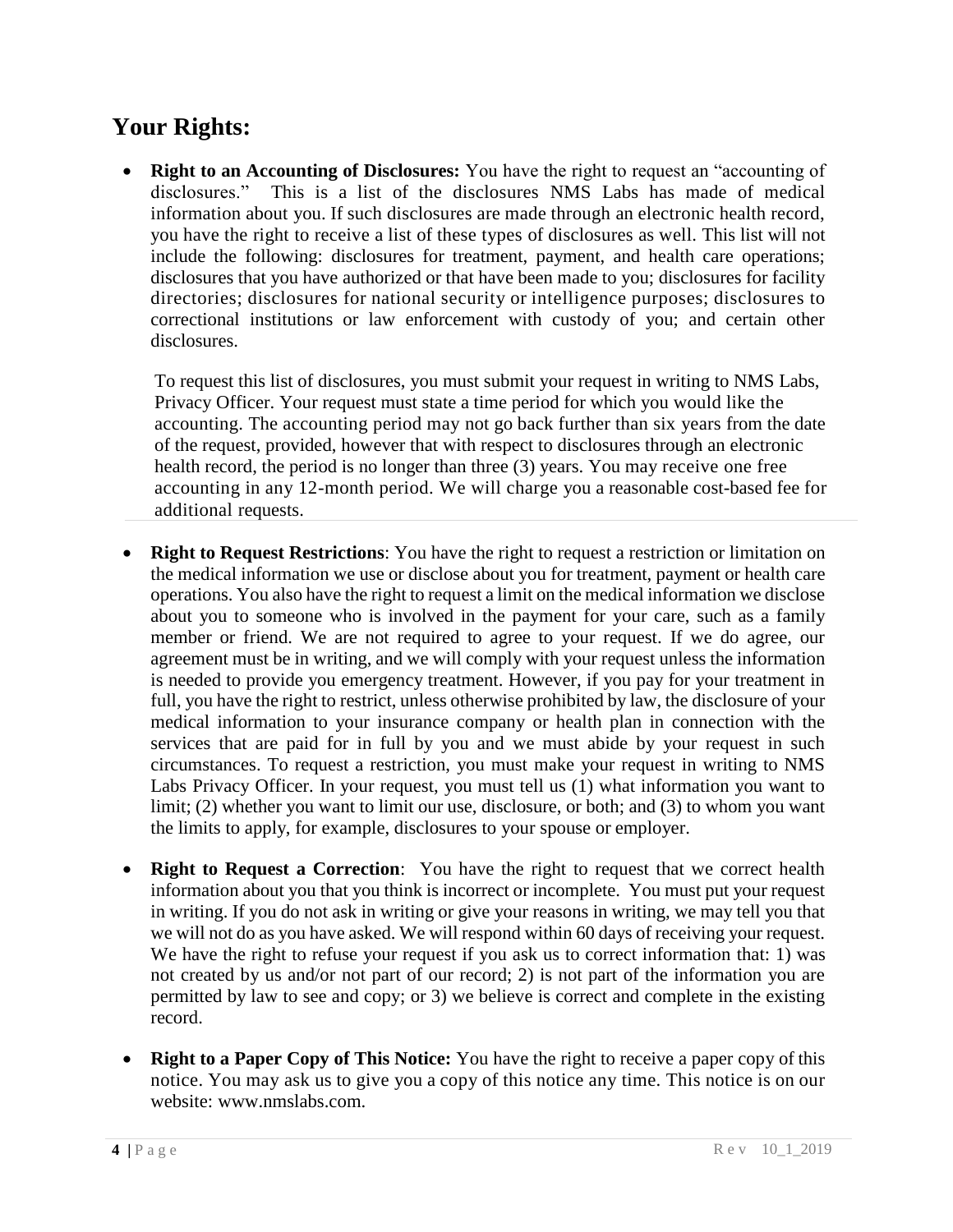## Your Rights:

- **Right to an Accounting of Disclosures:** You have the right to request an "accounting of disclosures." This is a list of the disclosures NMS Labs has made of medical information about you. If such disclosures are made through an electronic health record, you have the right to receive a list of these types of disclosures as well. This list will not include the following: disclosures for treatment, payment, and health care operations; disclosures that you have authorized or that have been made to you; disclosures for facility directories; disclosures for national security or intelligence purposes; disclosures to correctional institutions or law enforcement with custody of you; and certain other disclosures.

  To request this list of disclosures, you must submit your request in writing to NMS Labs, Privacy Officer. Your request must state a time period for which you would like the accounting. The accounting period may not go back further than six years from the date of the request, provided, however that with respect to disclosures through an electronic health record, the period is no longer than three (3) years. You may receive one free accounting in any 12-month period. We will charge you a reasonable cost-based fee for additional requests.

- **Right to Request Restrictions**: You have the right to request a restriction or limitation on the medical information we use or disclose about you for treatment, payment or health care operations. You also have the right to request a limit on the medical information we disclose about you to someone who is involved in the payment for your care, such as a family member or friend. We are not required to agree to your request. If we do agree, our agreement must be in writing, and we will comply with your request unless the information is needed to provide you emergency treatment. However, if you pay for your treatment in full, you have the right to restrict, unless otherwise prohibited by law, the disclosure of your medical information to your insurance company or health plan in connection with the services that are paid for in full by you and we must abide by your request in such circumstances. To request a restriction, you must make your request in writing to NMS Labs Privacy Officer. In your request, you must tell us (1) what information you want to limit; (2) whether you want to limit our use, disclosure, or both; and (3) to whom you want the limits to apply, for example, disclosures to your spouse or employer.

- **Right to Request a Correction**: You have the right to request that we correct health information about you that you think is incorrect or incomplete. You must put your request in writing. If you do not ask in writing or give your reasons in writing, we may tell you that we will not do as you have asked. We will respond within 60 days of receiving your request. We have the right to refuse your request if you ask us to correct information that: 1) was not created by us and/or not part of our record; 2) is not part of the information you are permitted by law to see and copy; or 3) we believe is correct and complete in the existing record.

- **Right to a Paper Copy of This Notice:** You have the right to receive a paper copy of this notice. You may ask us to give you a copy of this notice any time. This notice is on our website: www.nmslabs.com.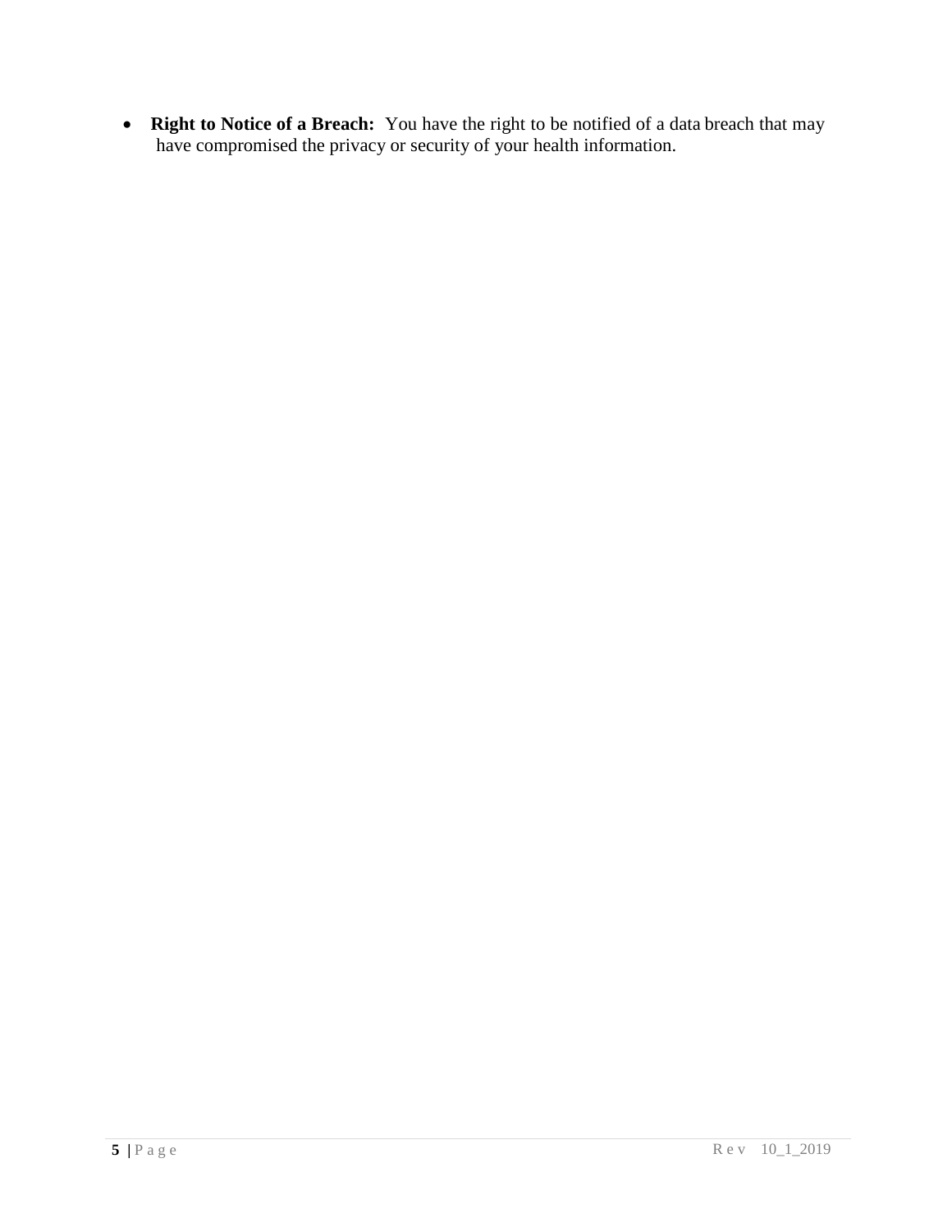- **Right to Notice of a Breach:** You have the right to be notified of a data breach that may have compromised the privacy or security of your health information.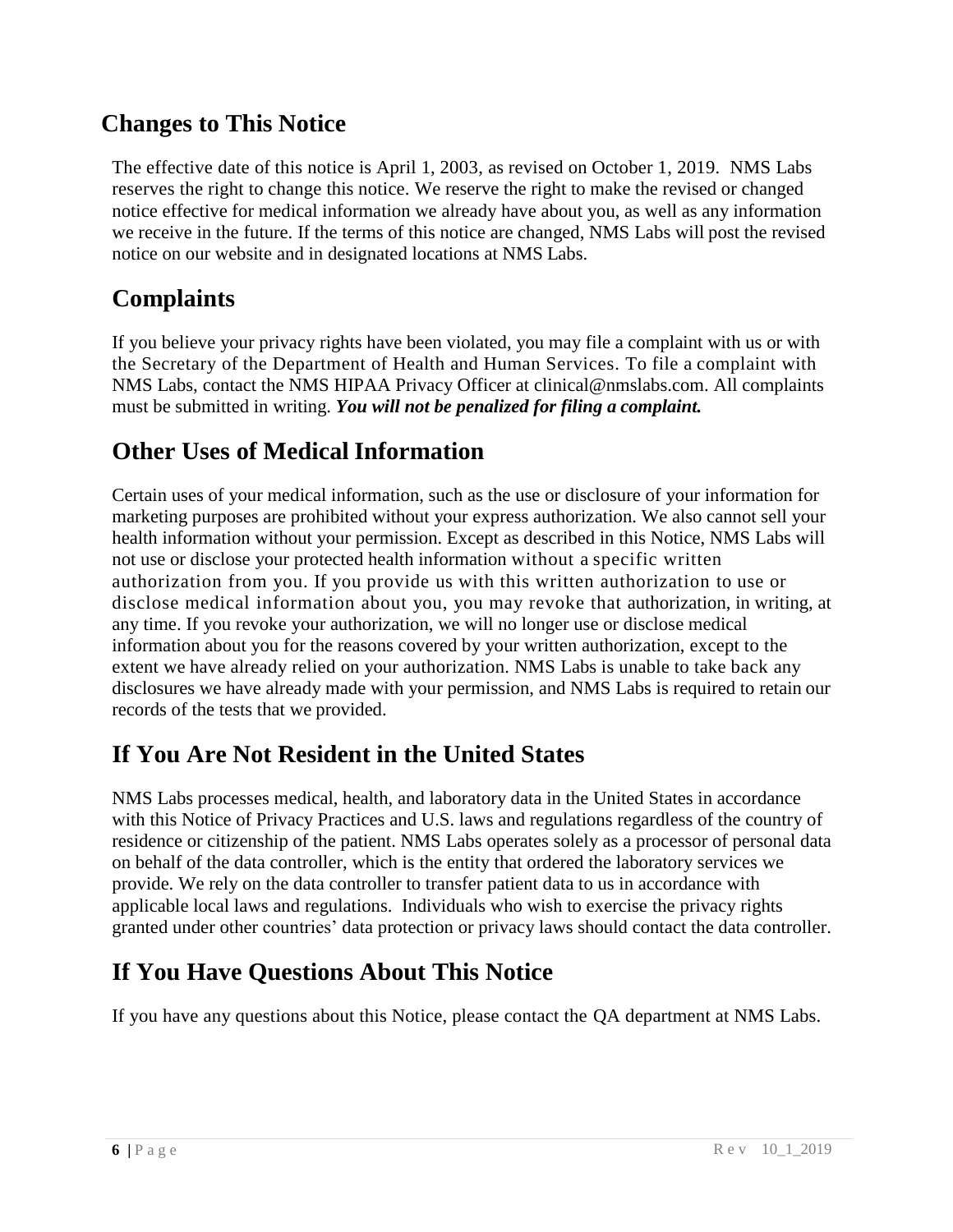## Changes to This Notice

The effective date of this notice is April 1, 2003, as revised on October 1, 2019. NMS Labs reserves the right to change this notice. We reserve the right to make the revised or changed notice effective for medical information we already have about you, as well as any information we receive in the future. If the terms of this notice are changed, NMS Labs will post the revised notice on our website and in designated locations at NMS Labs.

## Complaints

If you believe your privacy rights have been violated, you may file a complaint with us or with the Secretary of the Department of Health and Human Services. To file a complaint with NMS Labs, contact the NMS HIPAA Privacy Officer at clinical@nmslabs.com. All complaints must be submitted in writing. ***You will not be penalized for filing a complaint.***

## Other Uses of Medical Information

Certain uses of your medical information, such as the use or disclosure of your information for marketing purposes are prohibited without your express authorization. We also cannot sell your health information without your permission. Except as described in this Notice, NMS Labs will not use or disclose your protected health information without a specific written authorization from you. If you provide us with this written authorization to use or disclose medical information about you, you may revoke that authorization, in writing, at any time. If you revoke your authorization, we will no longer use or disclose medical information about you for the reasons covered by your written authorization, except to the extent we have already relied on your authorization. NMS Labs is unable to take back any disclosures we have already made with your permission, and NMS Labs is required to retain our records of the tests that we provided.

## If You Are Not Resident in the United States

NMS Labs processes medical, health, and laboratory data in the United States in accordance with this Notice of Privacy Practices and U.S. laws and regulations regardless of the country of residence or citizenship of the patient. NMS Labs operates solely as a processor of personal data on behalf of the data controller, which is the entity that ordered the laboratory services we provide. We rely on the data controller to transfer patient data to us in accordance with applicable local laws and regulations. Individuals who wish to exercise the privacy rights granted under other countries' data protection or privacy laws should contact the data controller.

## If You Have Questions About This Notice

If you have any questions about this Notice, please contact the QA department at NMS Labs.